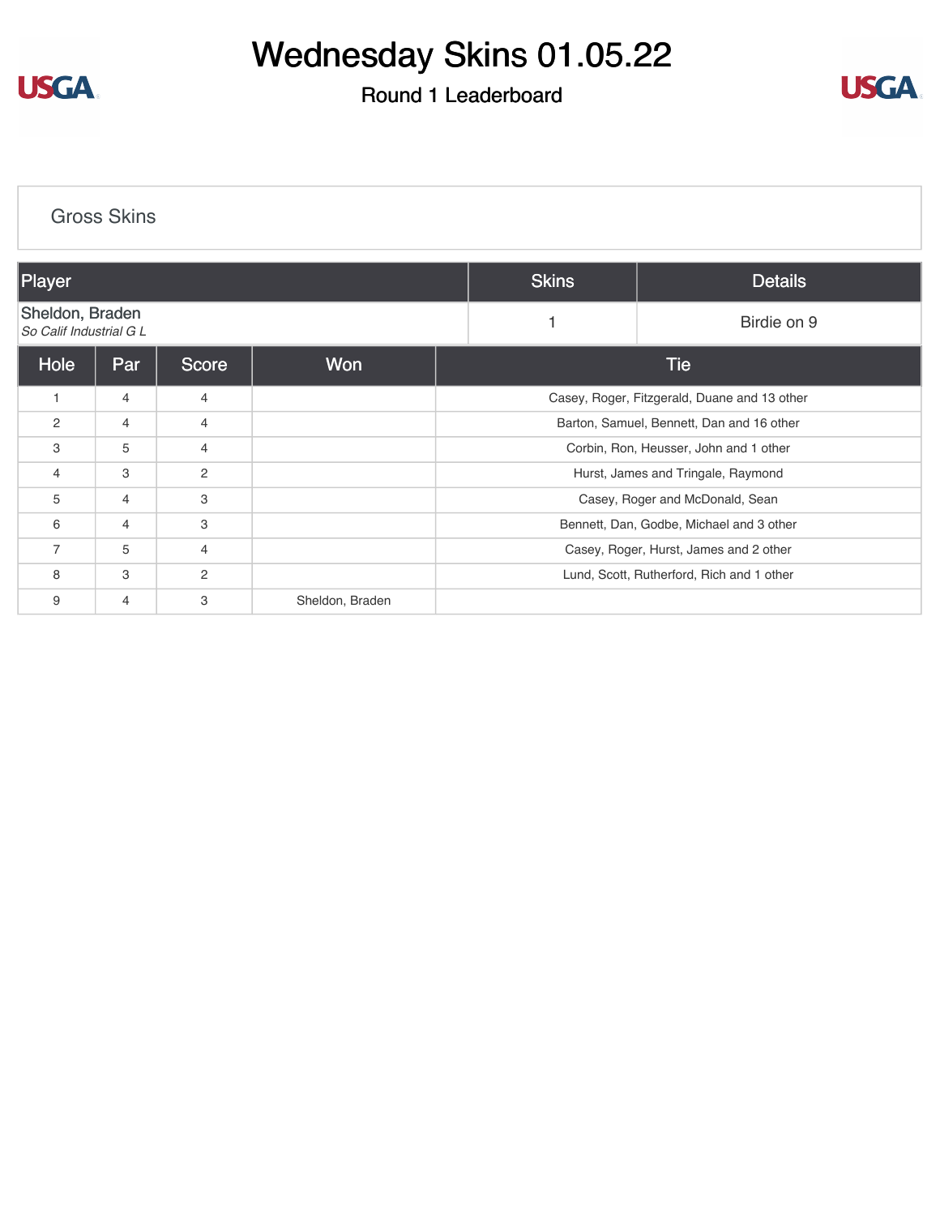# Wednesday Skins 01.05.22

## Round 1 Leaderboard

### Gross Skins

| Player | Skins | Details |
|---|---|---|
| Sheldon, Braden<br>*So Calif Industrial G L* | 1 | Birdie on 9 |

| Hole | Par | Score | Won | Tie |
|---|---|---|---|---|
| 1 | 4 | 4 | | Casey, Roger, Fitzgerald, Duane and 13 other |
| 2 | 4 | 4 | | Barton, Samuel, Bennett, Dan and 16 other |
| 3 | 5 | 4 | | Corbin, Ron, Heusser, John and 1 other |
| 4 | 3 | 2 | | Hurst, James and Tringale, Raymond |
| 5 | 4 | 3 | | Casey, Roger and McDonald, Sean |
| 6 | 4 | 3 | | Bennett, Dan, Godbe, Michael and 3 other |
| 7 | 5 | 4 | | Casey, Roger, Hurst, James and 2 other |
| 8 | 3 | 2 | | Lund, Scott, Rutherford, Rich and 1 other |
| 9 | 4 | 3 | Sheldon, Braden | |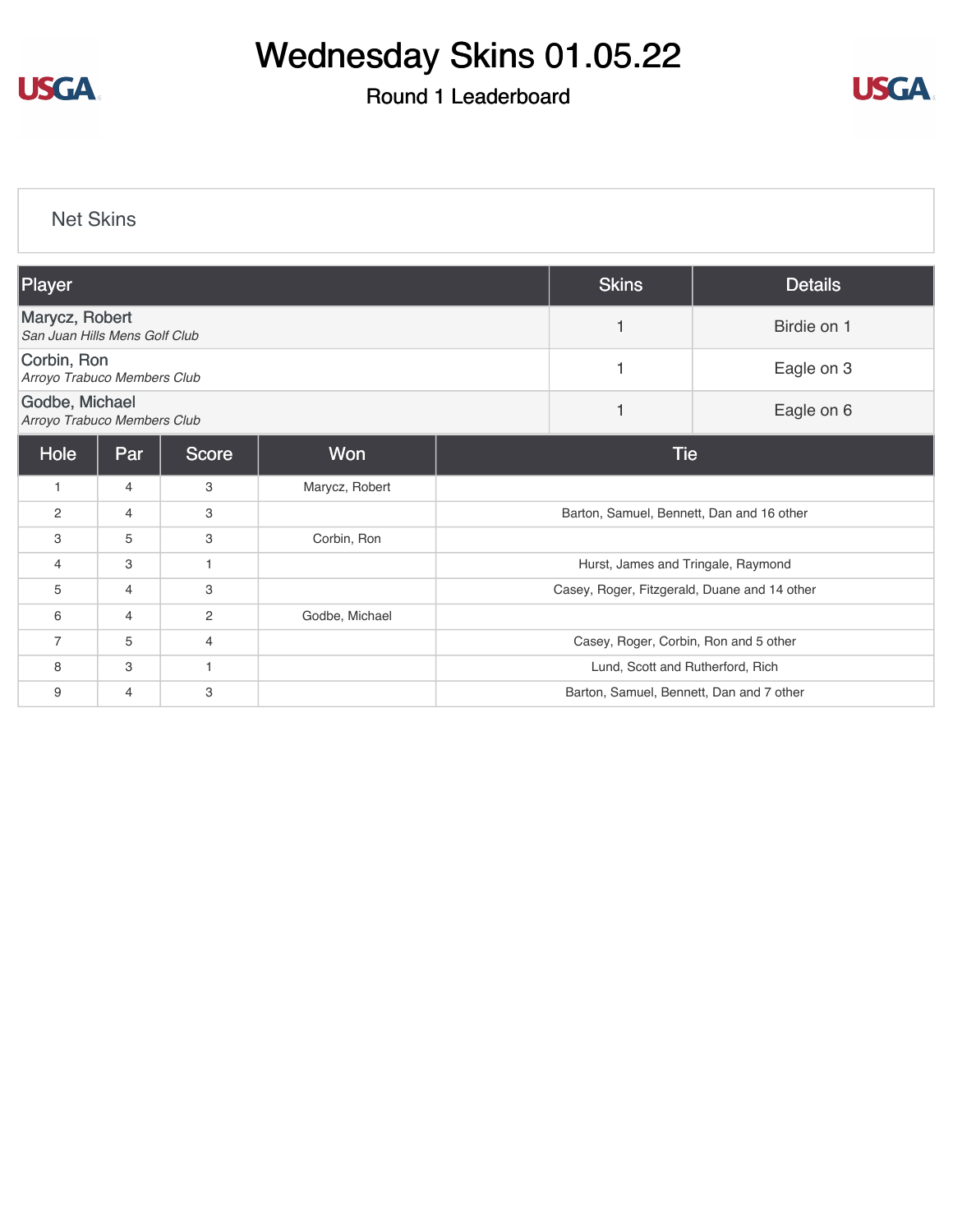# Wednesday Skins 01.05.22

## Round 1 Leaderboard

### Net Skins

| Player | Skins | Details |
| --- | --- | --- |
| Marycz, Robert<br>*San Juan Hills Mens Golf Club* | 1 | Birdie on 1 |
| Corbin, Ron<br>*Arroyo Trabuco Members Club* | 1 | Eagle on 3 |
| Godbe, Michael<br>*Arroyo Trabuco Members Club* | 1 | Eagle on 6 |

| Hole | Par | Score | Won | Tie |
| --- | --- | --- | --- | --- |
| 1 | 4 | 3 | Marycz, Robert | |
| 2 | 4 | 3 | | Barton, Samuel, Bennett, Dan and 16 other |
| 3 | 5 | 3 | Corbin, Ron | |
| 4 | 3 | 1 | | Hurst, James and Tringale, Raymond |
| 5 | 4 | 3 | | Casey, Roger, Fitzgerald, Duane and 14 other |
| 6 | 4 | 2 | Godbe, Michael | |
| 7 | 5 | 4 | | Casey, Roger, Corbin, Ron and 5 other |
| 8 | 3 | 1 | | Lund, Scott and Rutherford, Rich |
| 9 | 4 | 3 | | Barton, Samuel, Bennett, Dan and 7 other |